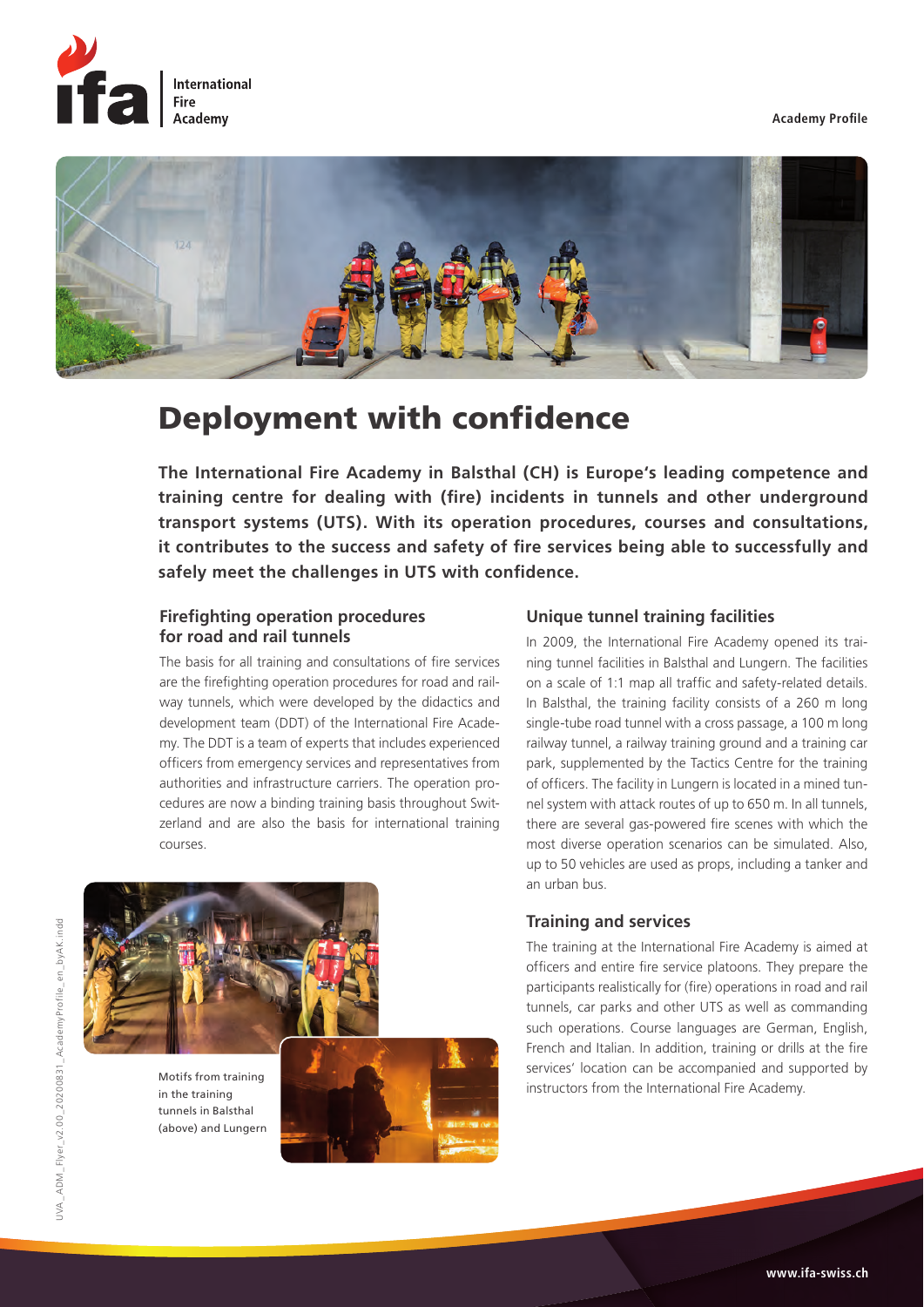International Fire Academy

Academy Profile

# Deployment with confidence

**The International Fire Academy in Balsthal (CH) is Europe's leading competence and training centre for dealing with (fire) incidents in tunnels and other underground transport systems (UTS). With its operation procedures, courses and consultations, it contributes to the success and safety of fire services being able to successfully and safely meet the challenges in UTS with confidence.**

## Firefighting operation procedures for road and rail tunnels

The basis for all training and consultations of fire services are the firefighting operation procedures for road and railway tunnels, which were developed by the didactics and development team (DDT) of the International Fire Academy. The DDT is a team of experts that includes experienced officers from emergency services and representatives from authorities and infrastructure carriers. The operation procedures are now a binding training basis throughout Switzerland and are also the basis for international training courses.

Motifs from training in the training tunnels in Balsthal (above) and Lungern

## Unique tunnel training facilities

In 2009, the International Fire Academy opened its training tunnel facilities in Balsthal and Lungern. The facilities on a scale of 1:1 map all traffic and safety-related details. In Balsthal, the training facility consists of a 260 m long single-tube road tunnel with a cross passage, a 100 m long railway tunnel, a railway training ground and a training car park, supplemented by the Tactics Centre for the training of officers. The facility in Lungern is located in a mined tunnel system with attack routes of up to 650 m. In all tunnels, there are several gas-powered fire scenes with which the most diverse operation scenarios can be simulated. Also, up to 50 vehicles are used as props, including a tanker and an urban bus.

## Training and services

The training at the International Fire Academy is aimed at officers and entire fire service platoons. They prepare the participants realistically for (fire) operations in road and rail tunnels, car parks and other UTS as well as commanding such operations. Course languages are German, English, French and Italian. In addition, training or drills at the fire services' location can be accompanied and supported by instructors from the International Fire Academy.

www.ifa-swiss.ch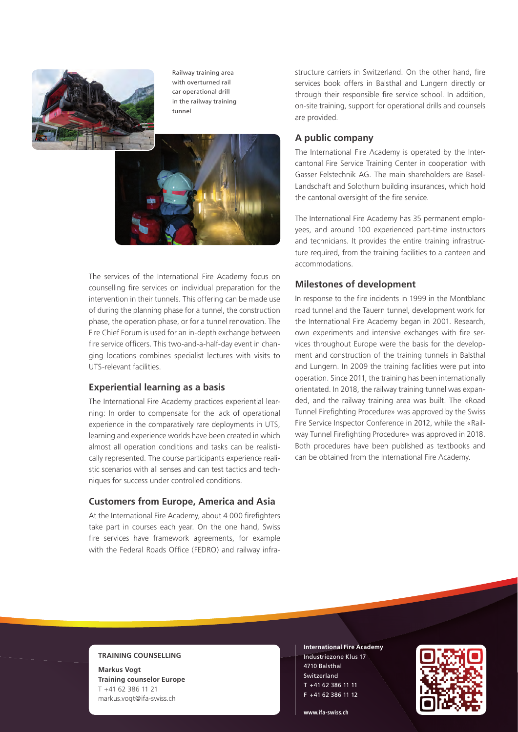Railway training area with overturned rail car operational drill in the railway training tunnel

The services of the International Fire Academy focus on counselling fire services on individual preparation for the intervention in their tunnels. This offering can be made use of during the planning phase for a tunnel, the construction phase, the operation phase, or for a tunnel renovation. The Fire Chief Forum is used for an in-depth exchange between fire service officers. This two-and-a-half-day event in changing locations combines specialist lectures with visits to UTS-relevant facilities.

## Experiential learning as a basis

The International Fire Academy practices experiential learning: In order to compensate for the lack of operational experience in the comparatively rare deployments in UTS, learning and experience worlds have been created in which almost all operation conditions and tasks can be realistically represented. The course participants experience realistic scenarios with all senses and can test tactics and techniques for success under controlled conditions.

## Customers from Europe, America and Asia

At the International Fire Academy, about 4 000 firefighters take part in courses each year. On the one hand, Swiss fire services have framework agreements, for example with the Federal Roads Office (FEDRO) and railway infrastructure carriers in Switzerland. On the other hand, fire services book offers in Balsthal and Lungern directly or through their responsible fire service school. In addition, on-site training, support for operational drills and counsels are provided.

## A public company

The International Fire Academy is operated by the Intercantonal Fire Service Training Center in cooperation with Gasser Felstechnik AG. The main shareholders are Basel-Landschaft and Solothurn building insurances, which hold the cantonal oversight of the fire service.

The International Fire Academy has 35 permanent employees, and around 100 experienced part-time instructors and technicians. It provides the entire training infrastructure required, from the training facilities to a canteen and accommodations.

## Milestones of development

In response to the fire incidents in 1999 in the Montblanc road tunnel and the Tauern tunnel, development work for the International Fire Academy began in 2001. Research, own experiments and intensive exchanges with fire services throughout Europe were the basis for the development and construction of the training tunnels in Balsthal and Lungern. In 2009 the training facilities were put into operation. Since 2011, the training has been internationally orientated. In 2018, the railway training tunnel was expanded, and the railway training area was built. The «Road Tunnel Firefighting Procedure» was approved by the Swiss Fire Service Inspector Conference in 2012, while the «Railway Tunnel Firefighting Procedure» was approved in 2018. Both procedures have been published as textbooks and can be obtained from the International Fire Academy.

**TRAINING COUNSELLING**

**Markus Vogt**
**Training counselor Europe**
T +41 62 386 11 21
markus.vogt@ifa-swiss.ch

**International Fire Academy**
Industriezone Klus 17
4710 Balsthal
Switzerland
T +41 62 386 11 11
F +41 62 386 11 12

**www.ifa-swiss.ch**